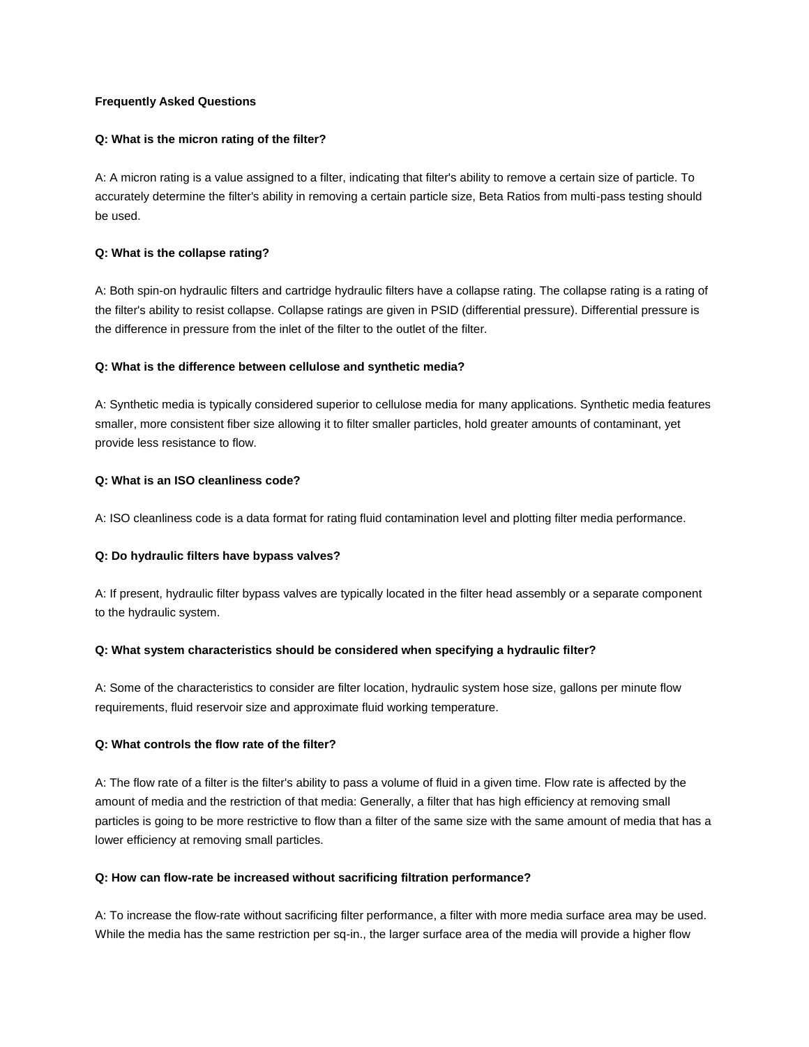**Frequently Asked Questions**

**Q: What is the micron rating of the filter?**

A: A micron rating is a value assigned to a filter, indicating that filter's ability to remove a certain size of particle. To accurately determine the filter's ability in removing a certain particle size, Beta Ratios from multi-pass testing should be used.

**Q: What is the collapse rating?**

A: Both spin-on hydraulic filters and cartridge hydraulic filters have a collapse rating. The collapse rating is a rating of the filter's ability to resist collapse. Collapse ratings are given in PSID (differential pressure). Differential pressure is the difference in pressure from the inlet of the filter to the outlet of the filter.

**Q: What is the difference between cellulose and synthetic media?**

A: Synthetic media is typically considered superior to cellulose media for many applications. Synthetic media features smaller, more consistent fiber size allowing it to filter smaller particles, hold greater amounts of contaminant, yet provide less resistance to flow.

**Q: What is an ISO cleanliness code?**

A: ISO cleanliness code is a data format for rating fluid contamination level and plotting filter media performance.

**Q: Do hydraulic filters have bypass valves?**

A: If present, hydraulic filter bypass valves are typically located in the filter head assembly or a separate component to the hydraulic system.

**Q: What system characteristics should be considered when specifying a hydraulic filter?**

A: Some of the characteristics to consider are filter location, hydraulic system hose size, gallons per minute flow requirements, fluid reservoir size and approximate fluid working temperature.

**Q: What controls the flow rate of the filter?**

A: The flow rate of a filter is the filter's ability to pass a volume of fluid in a given time. Flow rate is affected by the amount of media and the restriction of that media: Generally, a filter that has high efficiency at removing small particles is going to be more restrictive to flow than a filter of the same size with the same amount of media that has a lower efficiency at removing small particles.

**Q: How can flow-rate be increased without sacrificing filtration performance?**

A: To increase the flow-rate without sacrificing filter performance, a filter with more media surface area may be used. While the media has the same restriction per sq-in., the larger surface area of the media will provide a higher flow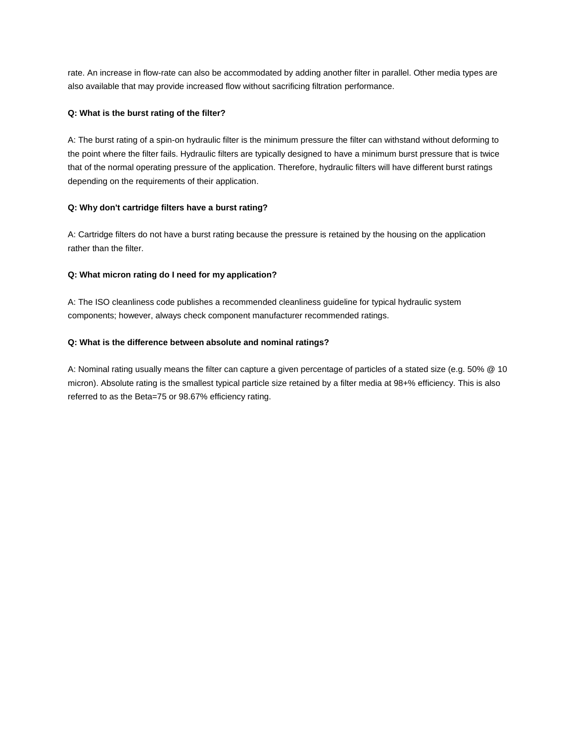rate. An increase in flow-rate can also be accommodated by adding another filter in parallel. Other media types are also available that may provide increased flow without sacrificing filtration performance.

**Q: What is the burst rating of the filter?**

A: The burst rating of a spin-on hydraulic filter is the minimum pressure the filter can withstand without deforming to the point where the filter fails. Hydraulic filters are typically designed to have a minimum burst pressure that is twice that of the normal operating pressure of the application. Therefore, hydraulic filters will have different burst ratings depending on the requirements of their application.

**Q: Why don't cartridge filters have a burst rating?**

A: Cartridge filters do not have a burst rating because the pressure is retained by the housing on the application rather than the filter.

**Q: What micron rating do I need for my application?**

A: The ISO cleanliness code publishes a recommended cleanliness guideline for typical hydraulic system components; however, always check component manufacturer recommended ratings.

**Q: What is the difference between absolute and nominal ratings?**

A: Nominal rating usually means the filter can capture a given percentage of particles of a stated size (e.g. 50% @ 10 micron). Absolute rating is the smallest typical particle size retained by a filter media at 98+% efficiency. This is also referred to as the Beta=75 or 98.67% efficiency rating.